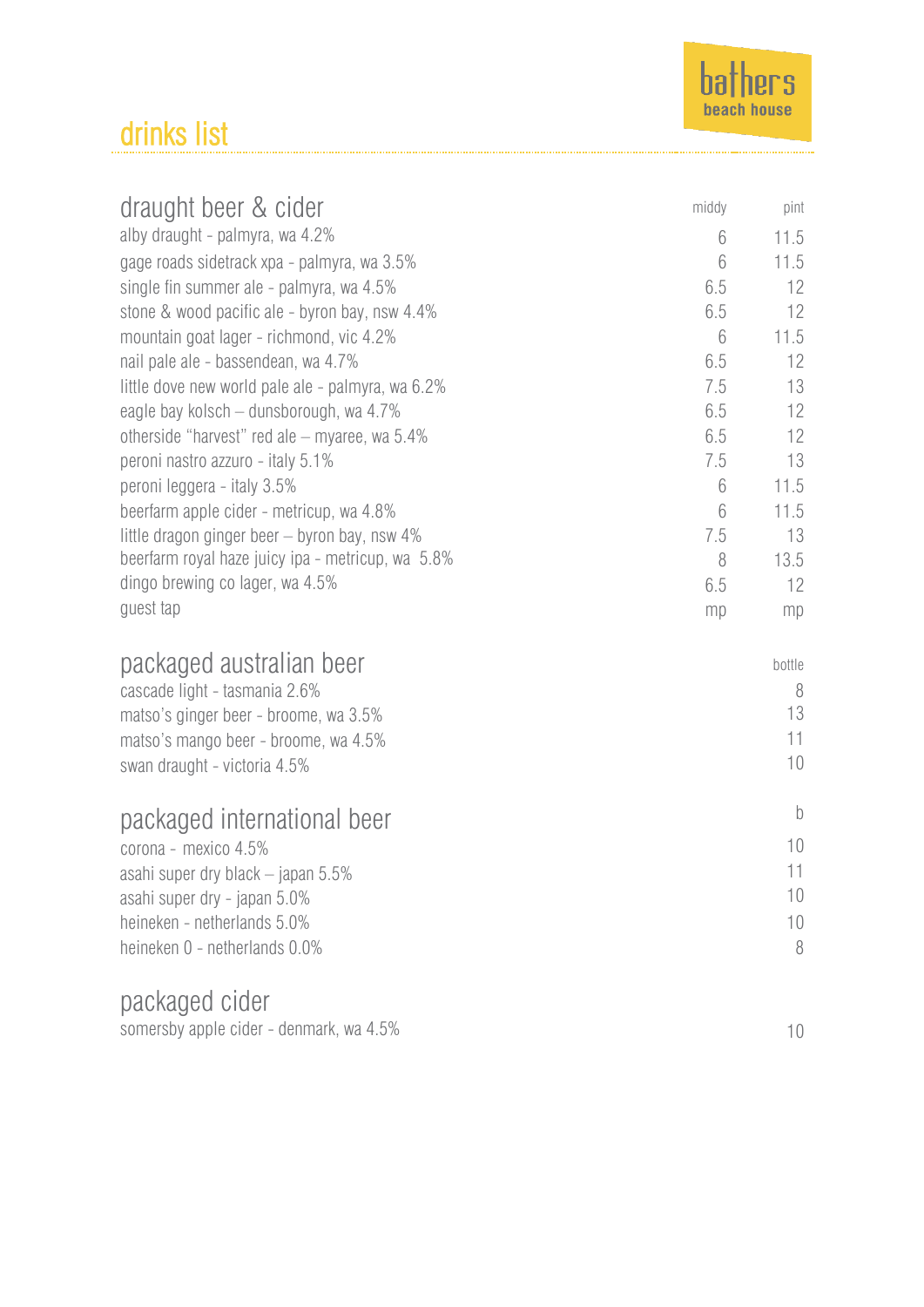# bathers beach house

## drinks list

### draught beer & cider

| | middy | pint |
|---|---|---|
| alby draught - palmyra, wa 4.2% | 6 | 11.5 |
| gage roads sidetrack xpa - palmyra, wa 3.5% | 6 | 11.5 |
| single fin summer ale - palmyra, wa 4.5% | 6.5 | 12 |
| stone & wood pacific ale - byron bay, nsw 4.4% | 6.5 | 12 |
| mountain goat lager - richmond, vic 4.2% | 6 | 11.5 |
| nail pale ale - bassendean, wa 4.7% | 6.5 | 12 |
| little dove new world pale ale - palmyra, wa 6.2% | 7.5 | 13 |
| eagle bay kolsch – dunsborough, wa 4.7% | 6.5 | 12 |
| otherside "harvest" red ale – myaree, wa 5.4% | 6.5 | 12 |
| peroni nastro azzuro - italy 5.1% | 7.5 | 13 |
| peroni leggera - italy 3.5% | 6 | 11.5 |
| beerfarm apple cider - metricup, wa 4.8% | 6 | 11.5 |
| little dragon ginger beer – byron bay, nsw 4% | 7.5 | 13 |
| beerfarm royal haze juicy ipa - metricup, wa 5.8% | 8 | 13.5 |
| dingo brewing co lager, wa 4.5% | 6.5 | 12 |
| guest tap | mp | mp |

### packaged australian beer

| | bottle |
|---|---|
| cascade light - tasmania 2.6% | 8 |
| matso's ginger beer - broome, wa 3.5% | 13 |
| matso's mango beer - broome, wa 4.5% | 11 |
| swan draught - victoria 4.5% | 10 |

### packaged international beer

| | b |
|---|---|
| corona - mexico 4.5% | 10 |
| asahi super dry black – japan 5.5% | 11 |
| asahi super dry - japan 5.0% | 10 |
| heineken - netherlands 5.0% | 10 |
| heineken 0 - netherlands 0.0% | 8 |

### packaged cider

| | |
|---|---|
| somersby apple cider - denmark, wa 4.5% | 10 |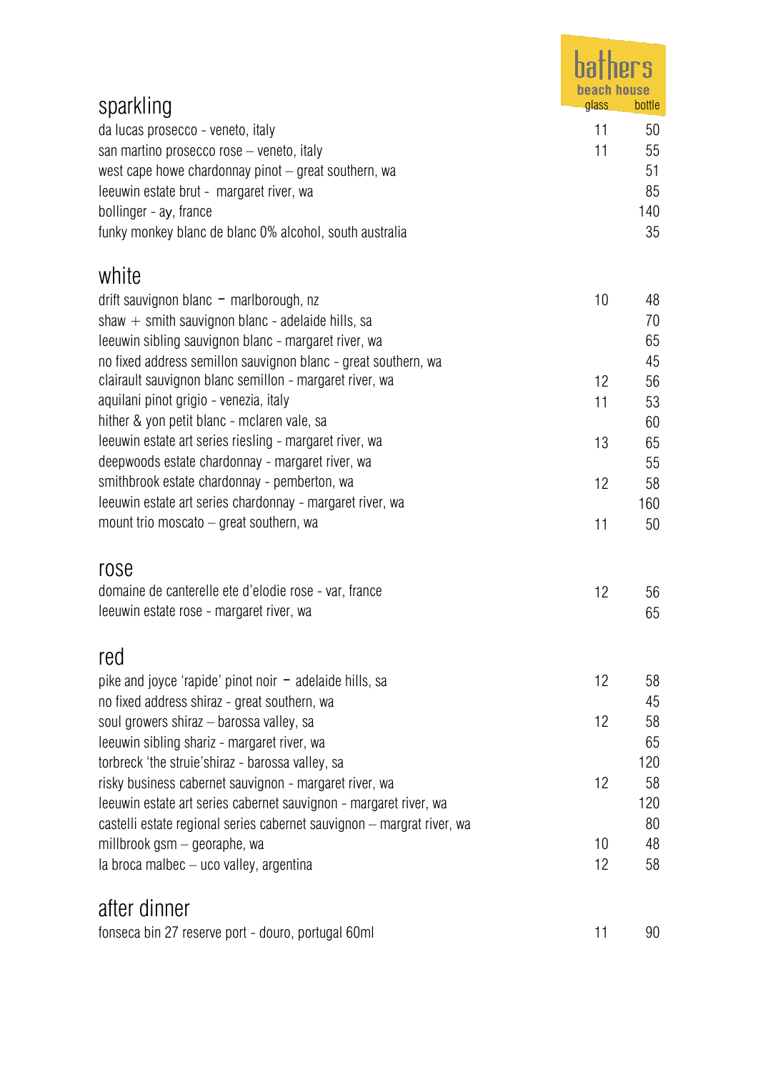bathers
beach house

## sparkling

| | glass | bottle |
|---|---|---|
| da lucas prosecco - veneto, italy | 11 | 50 |
| san martino prosecco rose – veneto, italy | 11 | 55 |
| west cape howe chardonnay pinot – great southern, wa | | 51 |
| leeuwin estate brut - margaret river, wa | | 85 |
| bollinger - ay, france | | 140 |
| funky monkey blanc de blanc 0% alcohol, south australia | | 35 |

## white

| | glass | bottle |
|---|---|---|
| drift sauvignon blanc – marlborough, nz | 10 | 48 |
| shaw + smith sauvignon blanc - adelaide hills, sa | | 70 |
| leeuwin sibling sauvignon blanc - margaret river, wa | | 65 |
| no fixed address semillon sauvignon blanc - great southern, wa | | 45 |
| clairault sauvignon blanc semillon - margaret river, wa | 12 | 56 |
| aquilani pinot grigio - venezia, italy | 11 | 53 |
| hither & yon petit blanc - mclaren vale, sa | | 60 |
| leeuwin estate art series riesling - margaret river, wa | 13 | 65 |
| deepwoods estate chardonnay - margaret river, wa | | 55 |
| smithbrook estate chardonnay - pemberton, wa | 12 | 58 |
| leeuwin estate art series chardonnay - margaret river, wa | | 160 |
| mount trio moscato – great southern, wa | 11 | 50 |

## rose

| | glass | bottle |
|---|---|---|
| domaine de canterelle ete d'elodie rose - var, france | 12 | 56 |
| leeuwin estate rose - margaret river, wa | | 65 |

## red

| | glass | bottle |
|---|---|---|
| pike and joyce 'rapide' pinot noir – adelaide hills, sa | 12 | 58 |
| no fixed address shiraz - great southern, wa | | 45 |
| soul growers shiraz – barossa valley, sa | 12 | 58 |
| leeuwin sibling shariz - margaret river, wa | | 65 |
| torbreck 'the struie'shiraz - barossa valley, sa | | 120 |
| risky business cabernet sauvignon - margaret river, wa | 12 | 58 |
| leeuwin estate art series cabernet sauvignon - margaret river, wa | | 120 |
| castelli estate regional series cabernet sauvignon – margrat river, wa | | 80 |
| millbrook gsm – geographe, wa | 10 | 48 |
| la broca malbec – uco valley, argentina | 12 | 58 |

## after dinner

| | glass | bottle |
|---|---|---|
| fonseca bin 27 reserve port - douro, portugal 60ml | 11 | 90 |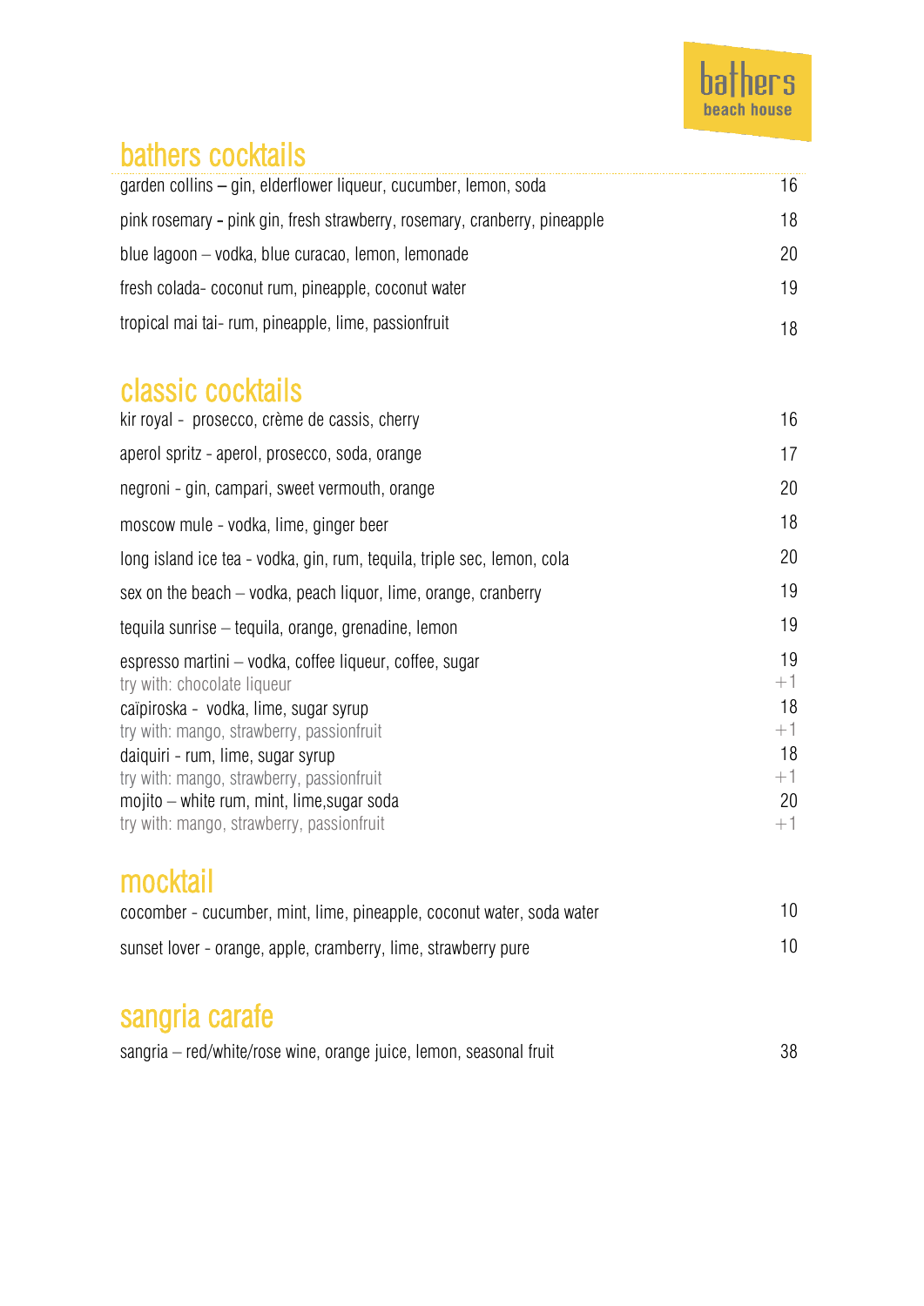bathers
beach house

## bathers cocktails

| | |
|---|---|
| garden collins – gin, elderflower liqueur, cucumber, lemon, soda | 16 |
| pink rosemary - pink gin, fresh strawberry, rosemary, cranberry, pineapple | 18 |
| blue lagoon – vodka, blue curacao, lemon, lemonade | 20 |
| fresh colada- coconut rum, pineapple, coconut water | 19 |
| tropical mai tai- rum, pineapple, lime, passionfruit | 18 |

## classic cocktails

| | |
|---|---|
| kir royal - prosecco, crème de cassis, cherry | 16 |
| aperol spritz - aperol, prosecco, soda, orange | 17 |
| negroni - gin, campari, sweet vermouth, orange | 20 |
| moscow mule - vodka, lime, ginger beer | 18 |
| long island ice tea - vodka, gin, rum, tequila, triple sec, lemon, cola | 20 |
| sex on the beach – vodka, peach liquor, lime, orange, cranberry | 19 |
| tequila sunrise – tequila, orange, grenadine, lemon | 19 |
| espresso martini – vodka, coffee liqueur, coffee, sugar | 19 |
| try with: chocolate liqueur | +1 |
| caïpiroska - vodka, lime, sugar syrup | 18 |
| try with: mango, strawberry, passionfruit | +1 |
| daiquiri - rum, lime, sugar syrup | 18 |
| try with: mango, strawberry, passionfruit | +1 |
| mojito – white rum, mint, lime,sugar soda | 20 |
| try with: mango, strawberry, passionfruit | +1 |

## mocktail

| | |
|---|---|
| cocomber - cucumber, mint, lime, pineapple, coconut water, soda water | 10 |
| sunset lover - orange, apple, cramberry, lime, strawberry pure | 10 |

## sangria carafe

| | |
|---|---|
| sangria – red/white/rose wine, orange juice, lemon, seasonal fruit | 38 |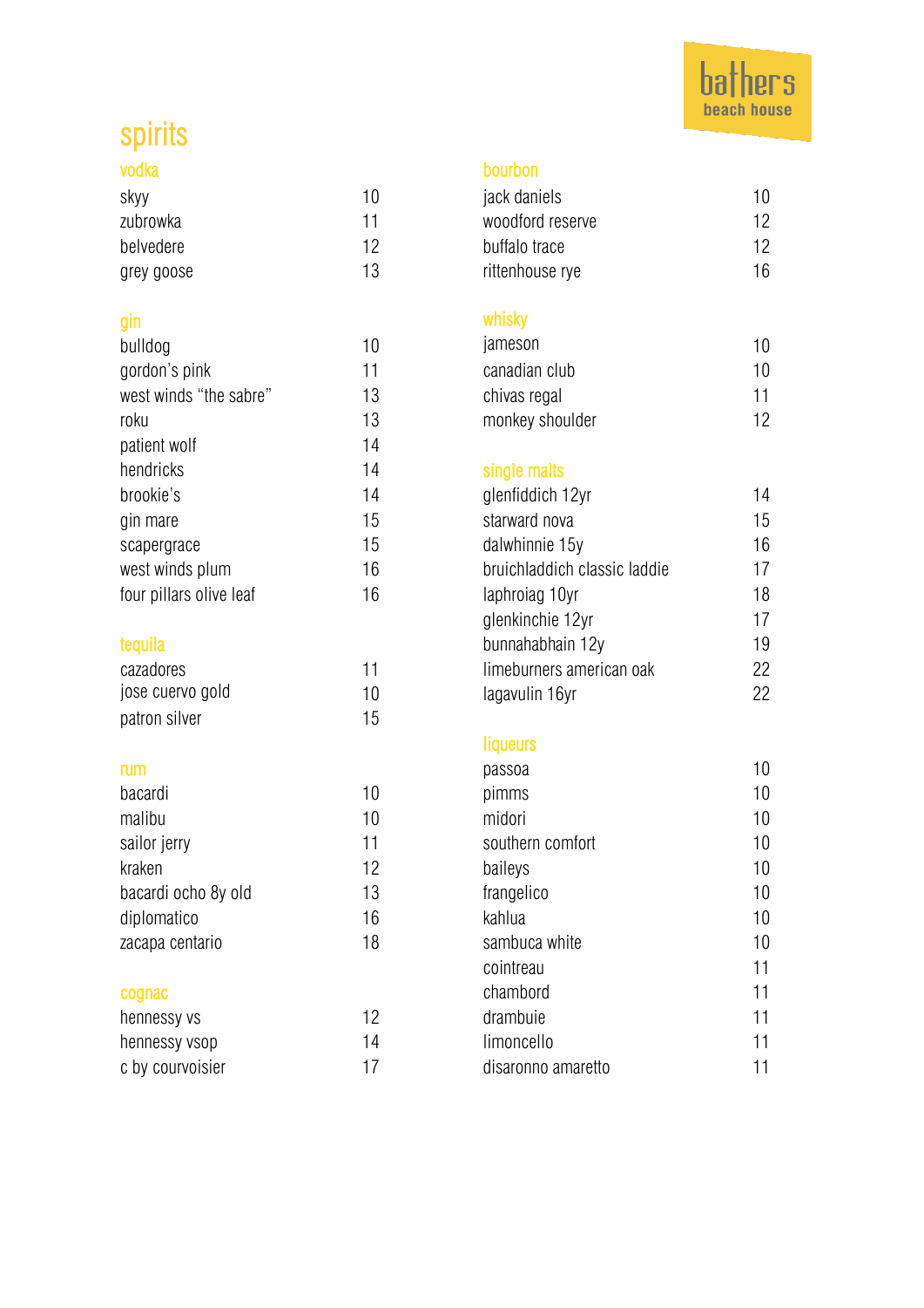bathers
beach house

# spirits

## vodka

| | |
|---|---|
| skyy | 10 |
| zubrowka | 11 |
| belvedere | 12 |
| grey goose | 13 |

## gin

| | |
|---|---|
| bulldog | 10 |
| gordon's pink | 11 |
| west winds "the sabre" | 13 |
| roku | 13 |
| patient wolf | 14 |
| hendricks | 14 |
| brookie's | 14 |
| gin mare | 15 |
| scapergrace | 15 |
| west winds plum | 16 |
| four pillars olive leaf | 16 |

## tequila

| | |
|---|---|
| cazadores | 11 |
| jose cuervo gold | 10 |
| patron silver | 15 |

## rum

| | |
|---|---|
| bacardi | 10 |
| malibu | 10 |
| sailor jerry | 11 |
| kraken | 12 |
| bacardi ocho 8y old | 13 |
| diplomatico | 16 |
| zacapa centario | 18 |

## cognac

| | |
|---|---|
| hennessy vs | 12 |
| hennessy vsop | 14 |
| c by courvoisier | 17 |

## bourbon

| | |
|---|---|
| jack daniels | 10 |
| woodford reserve | 12 |
| buffalo trace | 12 |
| rittenhouse rye | 16 |

## whisky

| | |
|---|---|
| jameson | 10 |
| canadian club | 10 |
| chivas regal | 11 |
| monkey shoulder | 12 |

## single malts

| | |
|---|---|
| glenfiddich 12yr | 14 |
| starward nova | 15 |
| dalwhinnie 15y | 16 |
| bruichladdich classic laddie | 17 |
| laphroiag 10yr | 18 |
| glenkinchie 12yr | 17 |
| bunnahabhain 12y | 19 |
| limeburners american oak | 22 |
| lagavulin 16yr | 22 |

## liqueurs

| | |
|---|---|
| passoa | 10 |
| pimms | 10 |
| midori | 10 |
| southern comfort | 10 |
| baileys | 10 |
| frangelico | 10 |
| kahlua | 10 |
| sambuca white | 10 |
| cointreau | 11 |
| chambord | 11 |
| drambuie | 11 |
| limoncello | 11 |
| disaronno amaretto | 11 |